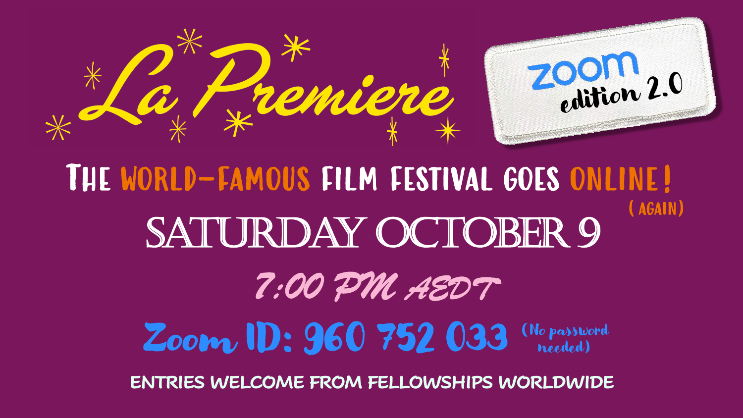# La Premiere

**zoom edition 2.0**

## THE WORLD-FAMOUS FILM FESTIVAL GOES ONLINE! (AGAIN)

## SATURDAY OCTOBER 9

### 7:00 PM AEDT

### Zoom ID: 960 752 033 (No password needed)

ENTRIES WELCOME FROM FELLOWSHIPS WORLDWIDE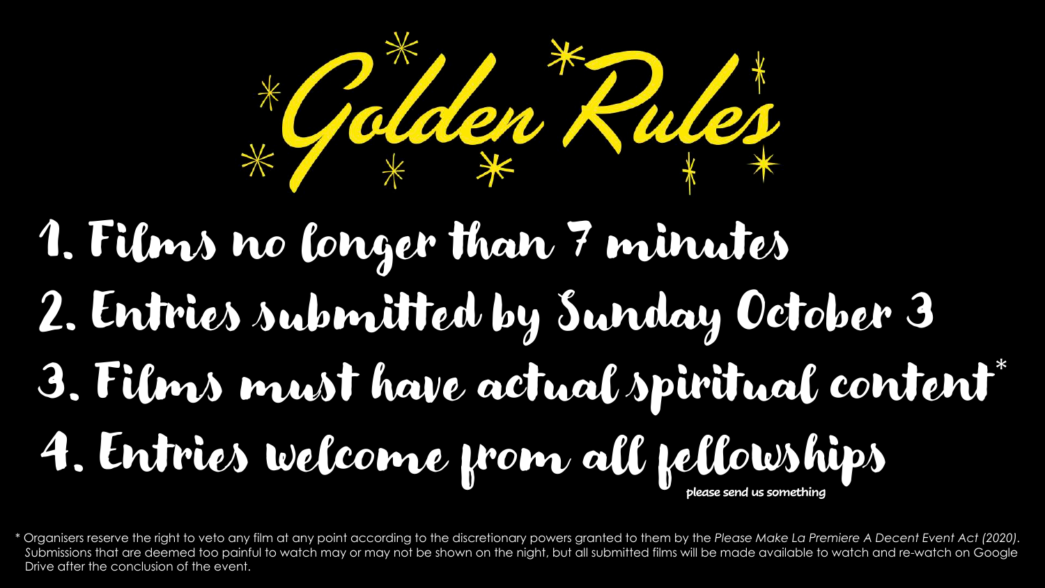# Golden Rules

1. Films no longer than 7 minutes
2. Entries submitted by Sunday October 3
3. Films must have actual spiritual content*
4. Entries welcome from all fellowships please send us something

\* Organisers reserve the right to veto any film at any point according to the discretionary powers granted to them by the *Please Make La Premiere A Decent Event Act (2020)*. Submissions that are deemed too painful to watch may or may not be shown on the night, but all submitted films will be made available to watch and re-watch on Google Drive after the conclusion of the event.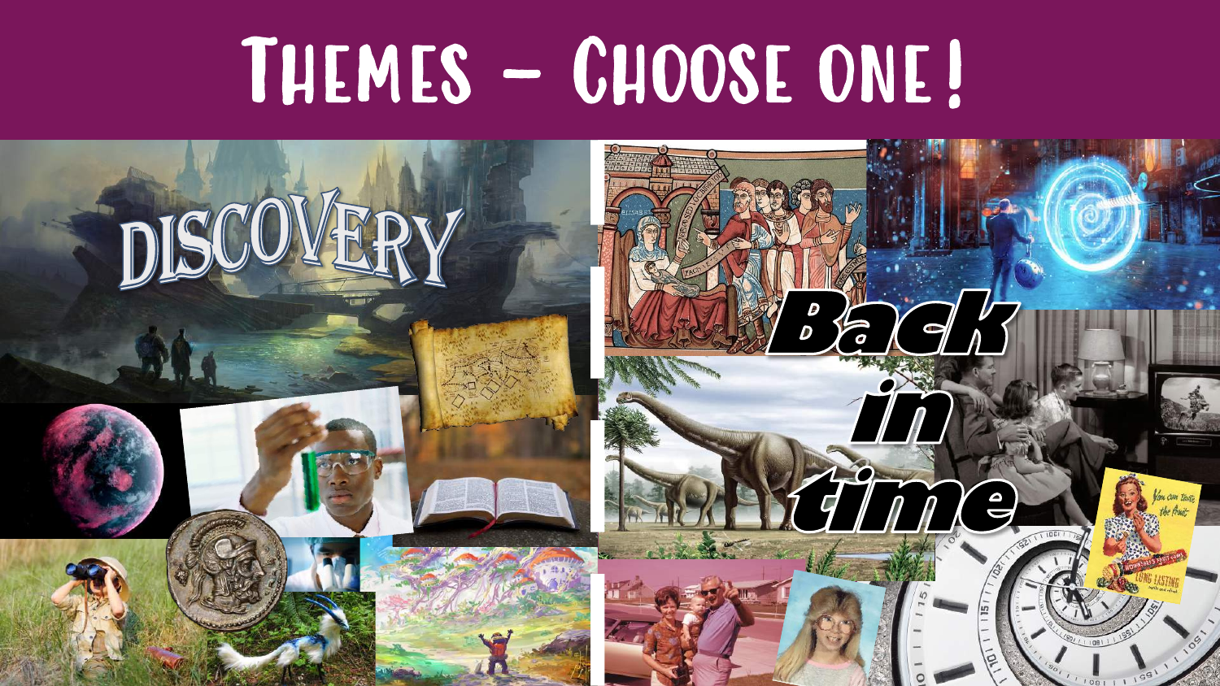# Themes – Choose one!

DISCOVERY

Back in time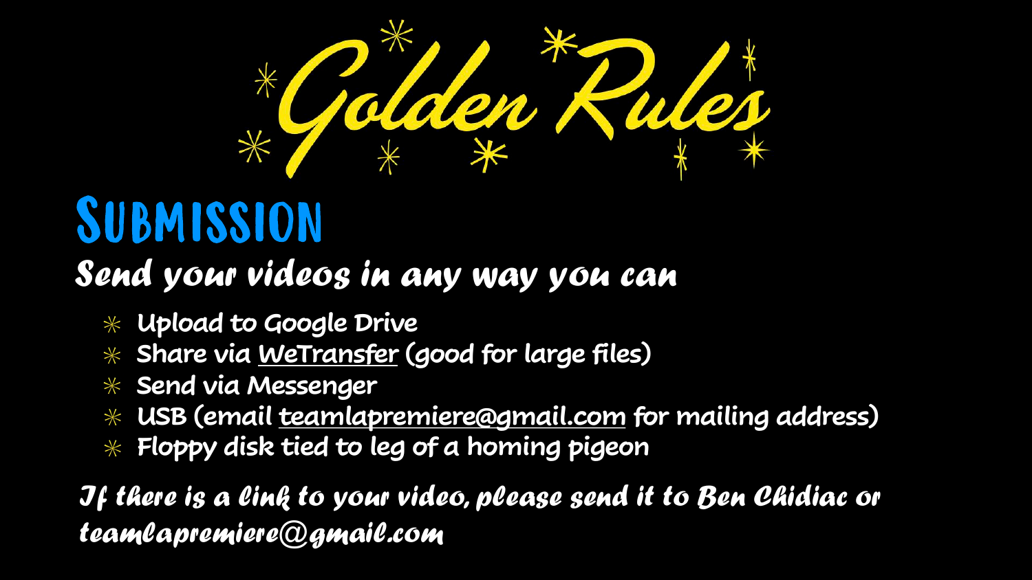# Golden Rules

## Submission

***Send your videos in any way you can***

- Upload to Google Drive
- Share via WeTransfer (good for large files)
- Send via Messenger
- USB (email teamlapremiere@gmail.com for mailing address)
- Floppy disk tied to leg of a homing pigeon

***If there is a link to your video, please send it to Ben Chidiac or teamlapremiere@gmail.com***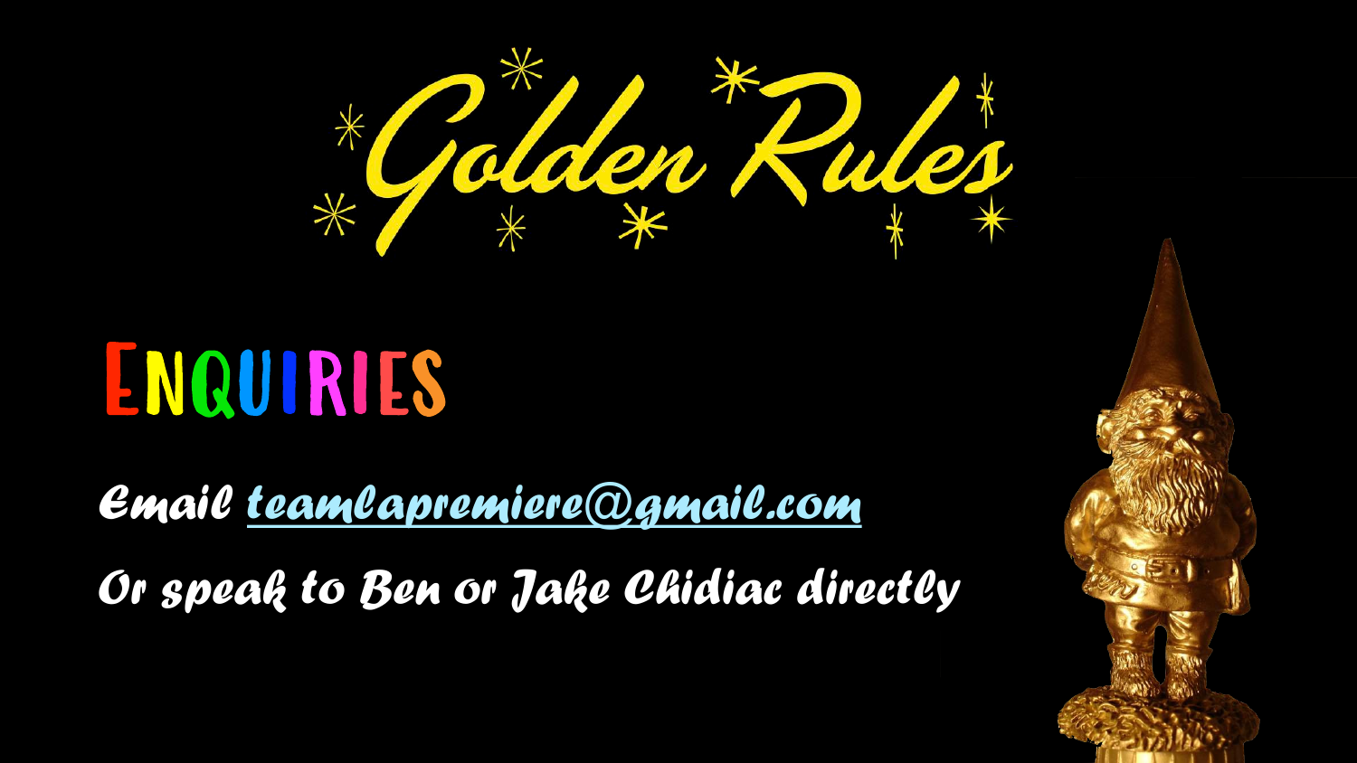# Golden Rules

## Enquiries

*Email [teamlapremiere@gmail.com](mailto:teamlapremiere@gmail.com)*

*Or speak to Ben or Jake Chidiac directly*